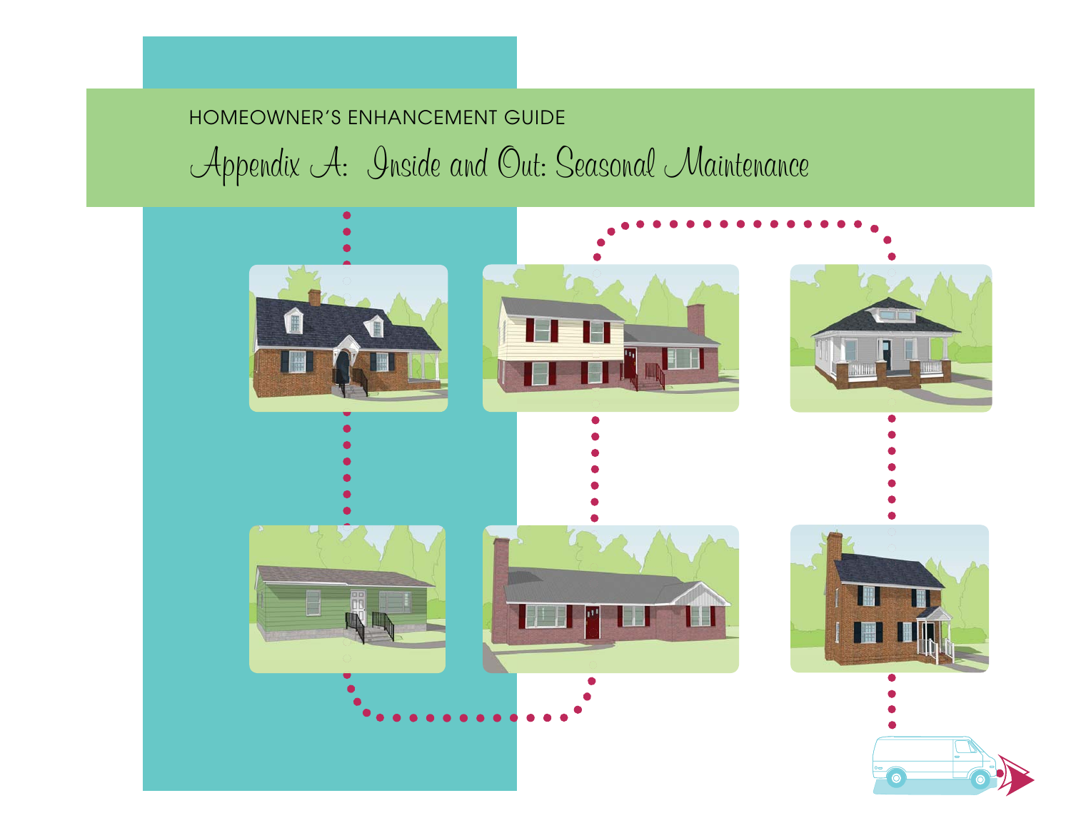HOMEOWNER'S ENHANCEMENT GUIDE

# Appendix A: Inside and Out: Seasonal Maintenance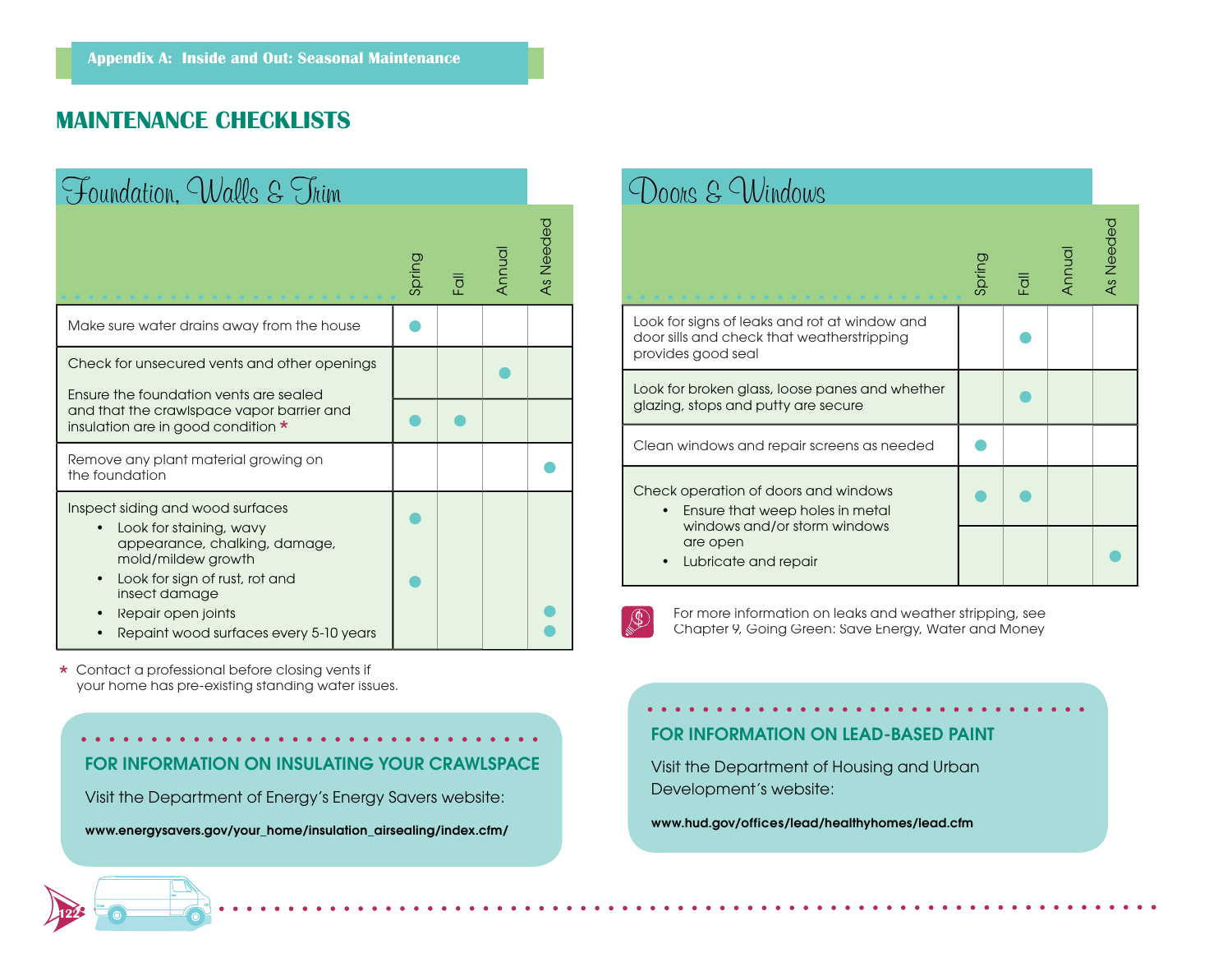## MAINTENANCE CHECKLISTS

### Foundation, Walls & Trim

| | Spring | Fall | Annual | As Needed |
|---|---|---|---|---|
| Make sure water drains away from the house | ● | | | |
| Check for unsecured vents and other openings | | | ● | |
| Ensure the foundation vents are sealed and that the crawlspace vapor barrier and insulation are in good condition * | ● | ● | | |
| Remove any plant material growing on the foundation | | | | ● |
| Inspect siding and wood surfaces | | | | |
| • Look for staining, wavy appearance, chalking, damage, mold/mildew growth | ● | | | |
| • Look for sign of rust, rot and insect damage | ● | | | |
| • Repair open joints | | | | ● |
| • Repaint wood surfaces every 5-10 years | | | | ● |

* Contact a professional before closing vents if your home has pre-existing standing water issues.

#### FOR INFORMATION ON INSULATING YOUR CRAWLSPACE

Visit the Department of Energy's Energy Savers website:

**www.energysavers.gov/your_home/insulation_airsealing/index.cfm/**

### Doors & Windows

| | Spring | Fall | Annual | As Needed |
|---|---|---|---|---|
| Look for signs of leaks and rot at window and door sills and check that weatherstripping provides good seal | | ● | | |
| Look for broken glass, loose panes and whether glazing, stops and putty are secure | | ● | | |
| Clean windows and repair screens as needed | ● | | | |
| Check operation of doors and windows<br>• Ensure that weep holes in metal windows and/or storm windows are open | ● | ● | | |
| • Lubricate and repair | | | | ● |

For more information on leaks and weather stripping, see Chapter 9, Going Green: Save Energy, Water and Money

#### FOR INFORMATION ON LEAD-BASED PAINT

Visit the Department of Housing and Urban Development's website:

**www.hud.gov/offices/lead/healthyhomes/lead.cfm**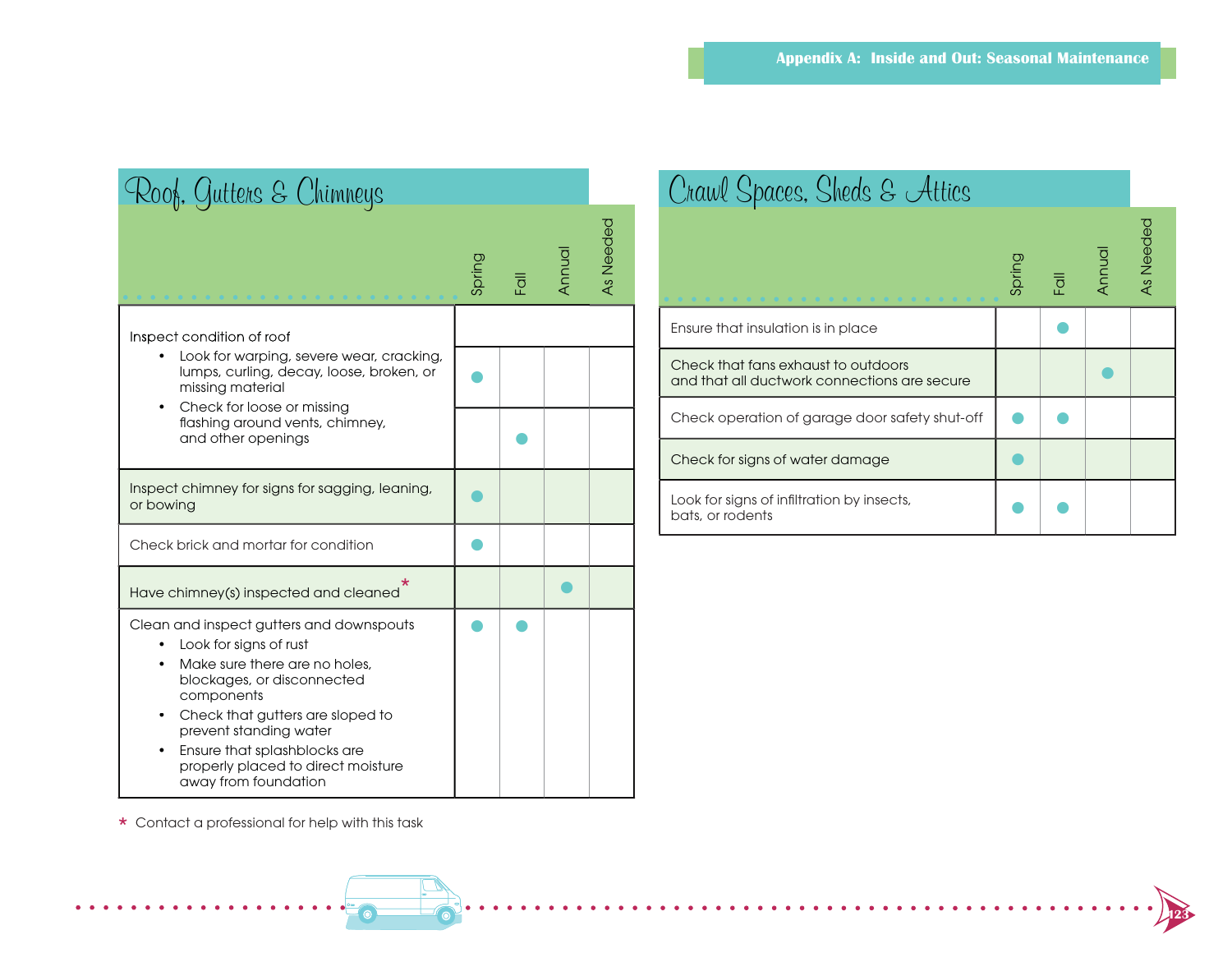## Roof, Gutters & Chimneys

| | Spring | Fall | Annual | As Needed |
|---|---|---|---|---|
| Inspect condition of roof | | | | |
| • Look for warping, severe wear, cracking, lumps, curling, decay, loose, broken, or missing material | ● | | | |
| • Check for loose or missing flashing around vents, chimney, and other openings | | ● | | |
| Inspect chimney for signs for sagging, leaning, or bowing | ● | | | |
| Check brick and mortar for condition | ● | | | |
| Have chimney(s) inspected and cleaned * | | | ● | |
| Clean and inspect gutters and downspouts<br>• Look for signs of rust<br>• Make sure there are no holes, blockages, or disconnected components<br>• Check that gutters are sloped to prevent standing water<br>• Ensure that splashblocks are properly placed to direct moisture away from foundation | ● | ● | | |

\* Contact a professional for help with this task

## Crawl Spaces, Sheds & Attics

| | Spring | Fall | Annual | As Needed |
|---|---|---|---|---|
| Ensure that insulation is in place | | ● | | |
| Check that fans exhaust to outdoors and that all ductwork connections are secure | | | ● | |
| Check operation of garage door safety shut-off | ● | ● | | |
| Check for signs of water damage | ● | | | |
| Look for signs of infiltration by insects, bats, or rodents | ● | ● | | |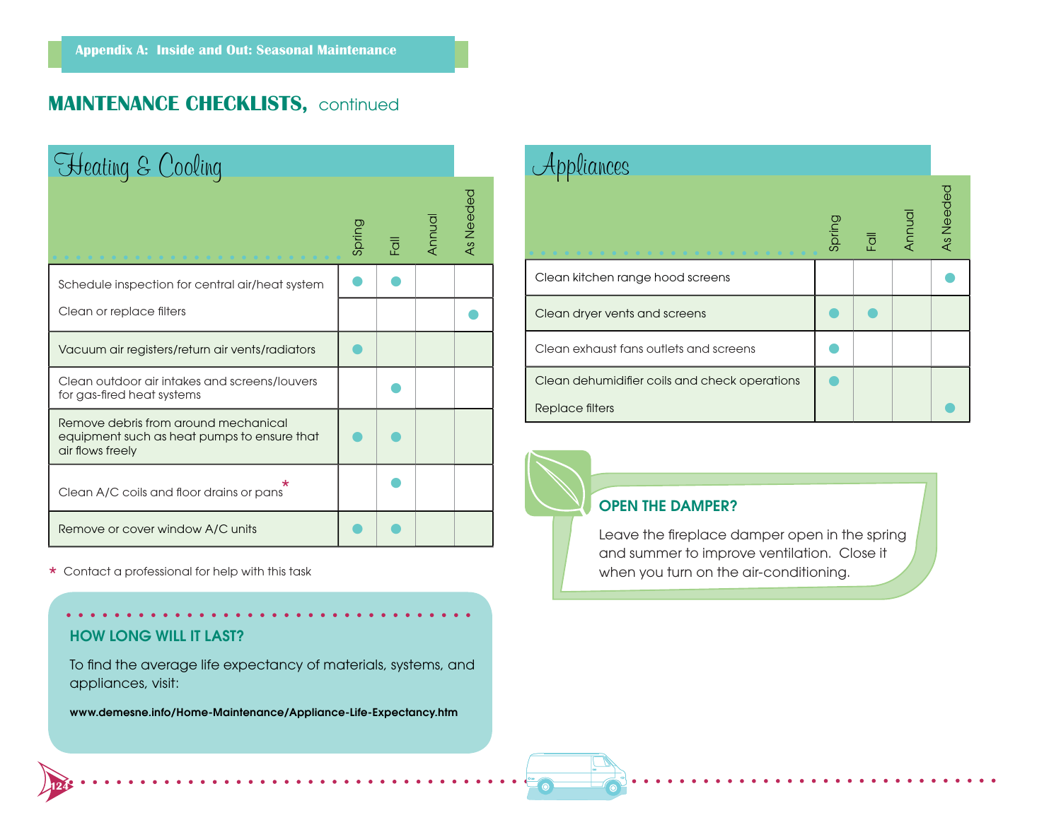## MAINTENANCE CHECKLISTS, continued

### Heating & Cooling

| | Spring | Fall | Annual | As Needed |
|---|---|---|---|---|
| Schedule inspection for central air/heat system | ● | ● | | |
| Clean or replace filters | | | | ● |
| Vacuum air registers/return air vents/radiators | ● | | | |
| Clean outdoor air intakes and screens/louvers for gas-fired heat systems | | ● | | |
| Remove debris from around mechanical equipment such as heat pumps to ensure that air flows freely | ● | ● | | |
| Clean A/C coils and floor drains or pans* | | ● | | |
| Remove or cover window A/C units | ● | ● | | |

* Contact a professional for help with this task

### HOW LONG WILL IT LAST?

To find the average life expectancy of materials, systems, and appliances, visit:

**www.demesne.info/Home-Maintenance/Appliance-Life-Expectancy.htm**

### Appliances

| | Spring | Fall | Annual | As Needed |
|---|---|---|---|---|
| Clean kitchen range hood screens | | | | ● |
| Clean dryer vents and screens | ● | ● | | |
| Clean exhaust fans outlets and screens | ● | | | |
| Clean dehumidifier coils and check operations | ● | | | |
| Replace filters | | | | ● |

### OPEN THE DAMPER?

Leave the fireplace damper open in the spring and summer to improve ventilation. Close it when you turn on the air-conditioning.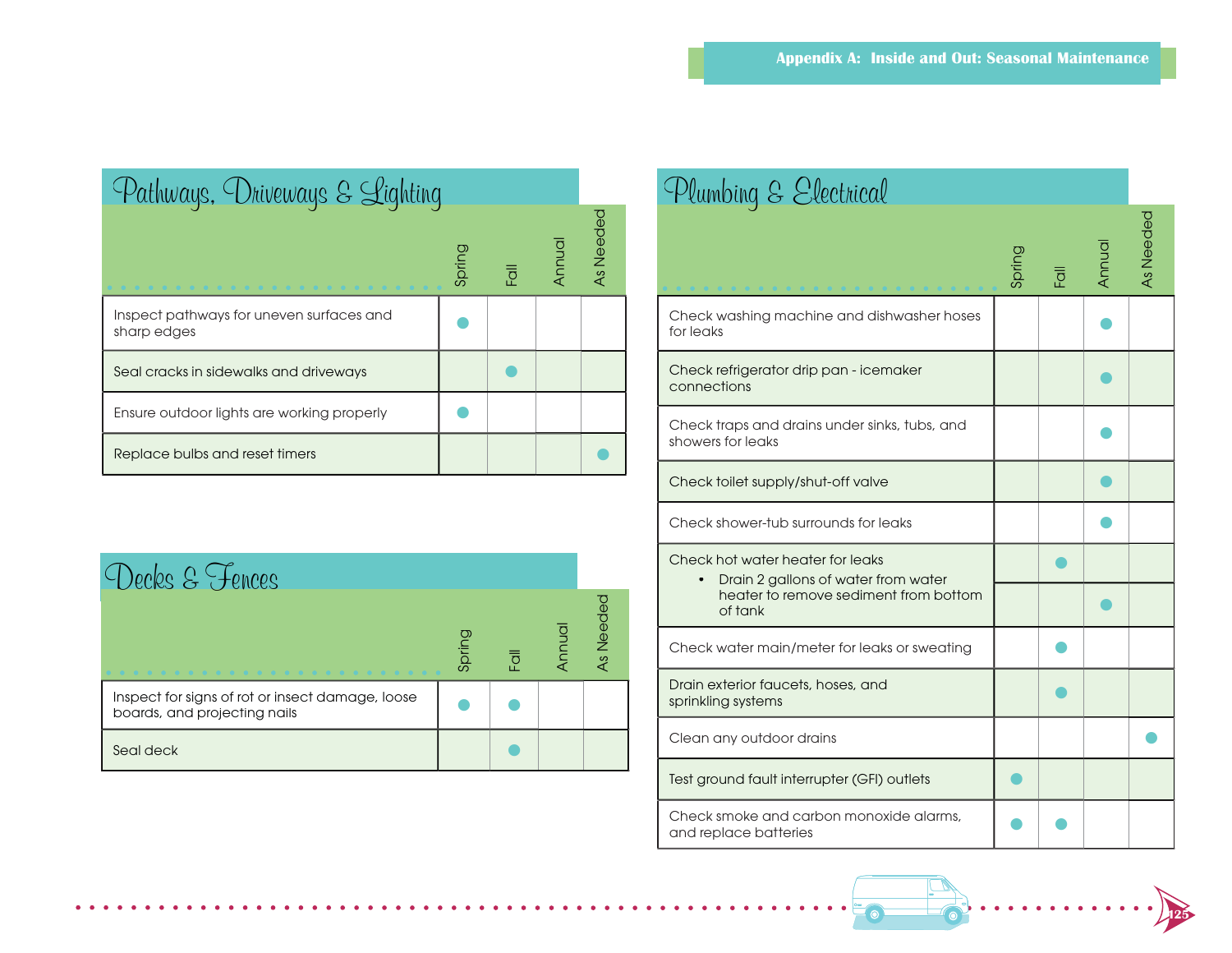## Pathways, Driveways & Lighting

| | Spring | Fall | Annual | As Needed |
|---|---|---|---|---|
| Inspect pathways for uneven surfaces and sharp edges | ● | | | |
| Seal cracks in sidewalks and driveways | | ● | | |
| Ensure outdoor lights are working properly | ● | | | |
| Replace bulbs and reset timers | | | | ● |

## Decks & Fences

| | Spring | Fall | Annual | As Needed |
|---|---|---|---|---|
| Inspect for signs of rot or insect damage, loose boards, and projecting nails | ● | ● | | |
| Seal deck | | ● | | |

## Plumbing & Electrical

| | Spring | Fall | Annual | As Needed |
|---|---|---|---|---|
| Check washing machine and dishwasher hoses for leaks | | | ● | |
| Check refrigerator drip pan - icemaker connections | | | ● | |
| Check traps and drains under sinks, tubs, and showers for leaks | | | ● | |
| Check toilet supply/shut-off valve | | | ● | |
| Check shower-tub surrounds for leaks | | | ● | |
| Check hot water heater for leaks | | ● | | |
| • Drain 2 gallons of water from water heater to remove sediment from bottom of tank | | | ● | |
| Check water main/meter for leaks or sweating | | ● | | |
| Drain exterior faucets, hoses, and sprinkling systems | | ● | | |
| Clean any outdoor drains | | | | ● |
| Test ground fault interrupter (GFI) outlets | ● | | | |
| Check smoke and carbon monoxide alarms, and replace batteries | ● | ● | | |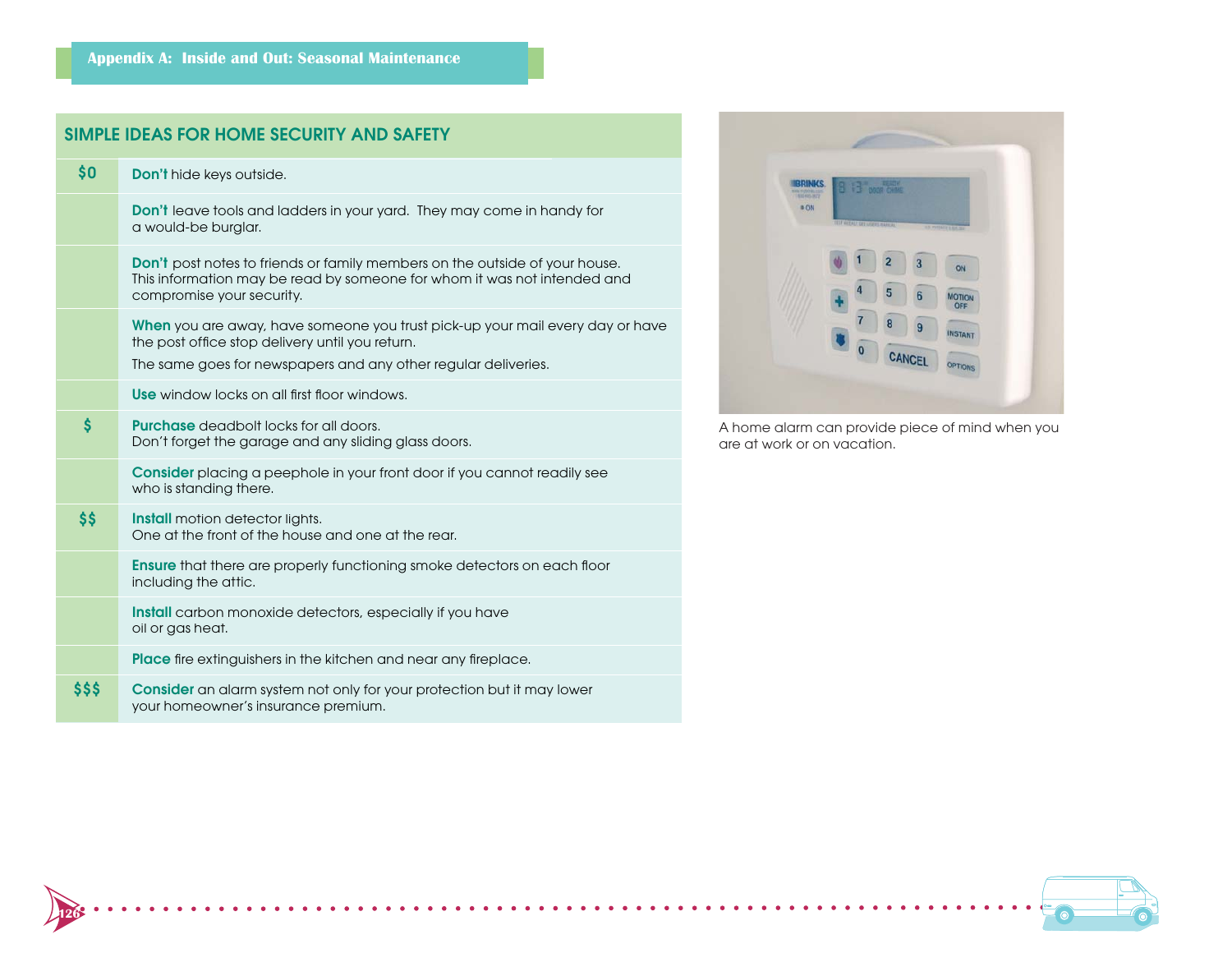## Appendix A: Inside and Out: Seasonal Maintenance

| SIMPLE IDEAS FOR HOME SECURITY AND SAFETY | |
|---|---|
| $0 | **Don't** hide keys outside. |
| | **Don't** leave tools and ladders in your yard. They may come in handy for a would-be burglar. |
| | **Don't** post notes to friends or family members on the outside of your house. This information may be read by someone for whom it was not intended and compromise your security. |
| | **When** you are away, have someone you trust pick-up your mail every day or have the post office stop delivery until you return. The same goes for newspapers and any other regular deliveries. |
| | **Use** window locks on all first floor windows. |
| $ | **Purchase** deadbolt locks for all doors. Don't forget the garage and any sliding glass doors. |
| | **Consider** placing a peephole in your front door if you cannot readily see who is standing there. |
| $$ | **Install** motion detector lights. One at the front of the house and one at the rear. |
| | **Ensure** that there are properly functioning smoke detectors on each floor including the attic. |
| | **Install** carbon monoxide detectors, especially if you have oil or gas heat. |
| | **Place** fire extinguishers in the kitchen and near any fireplace. |
| $$$ | **Consider** an alarm system not only for your protection but it may lower your homeowner's insurance premium. |

A home alarm can provide piece of mind when you are at work or on vacation.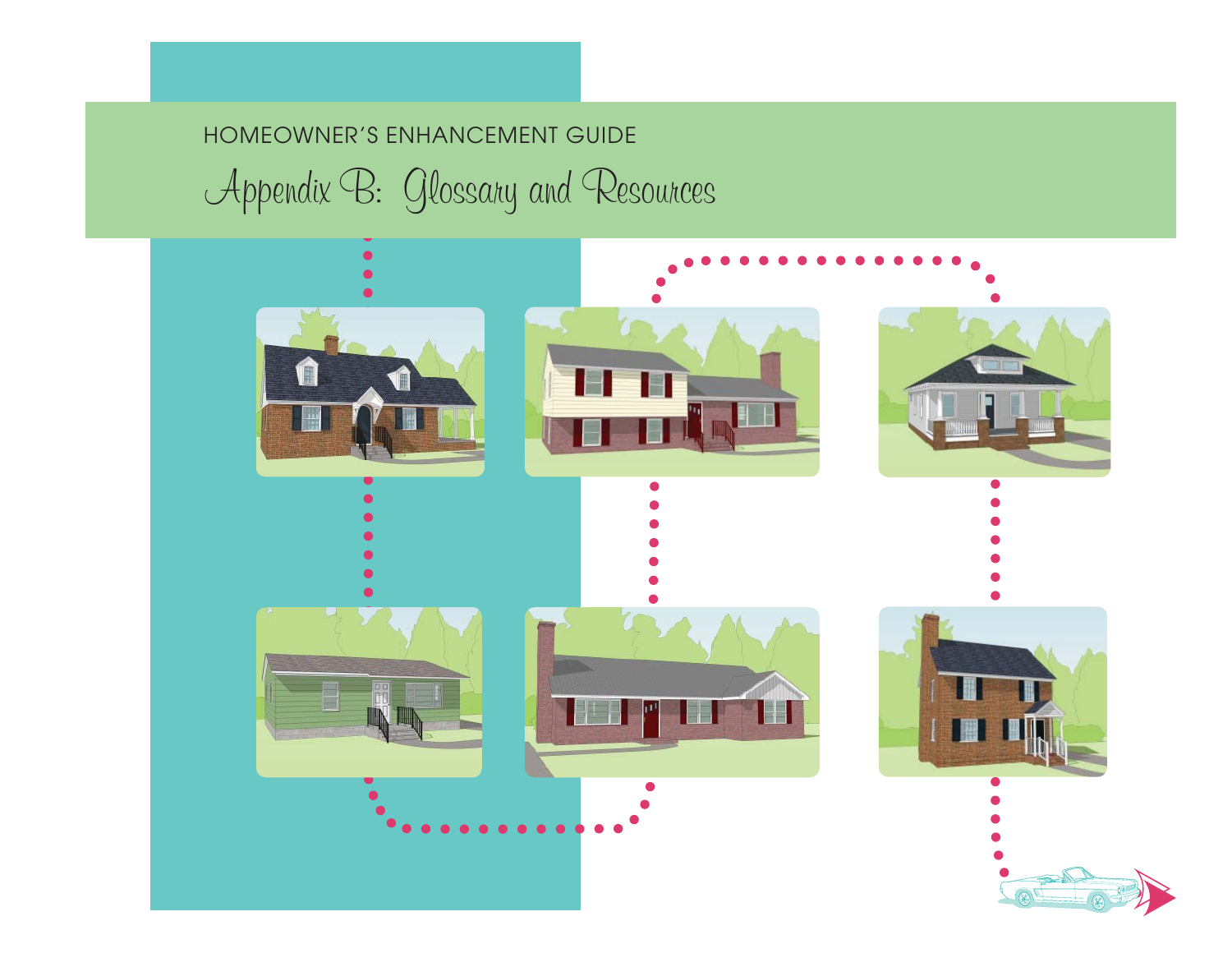HOMEOWNER'S ENHANCEMENT GUIDE

# Appendix B: Glossary and Resources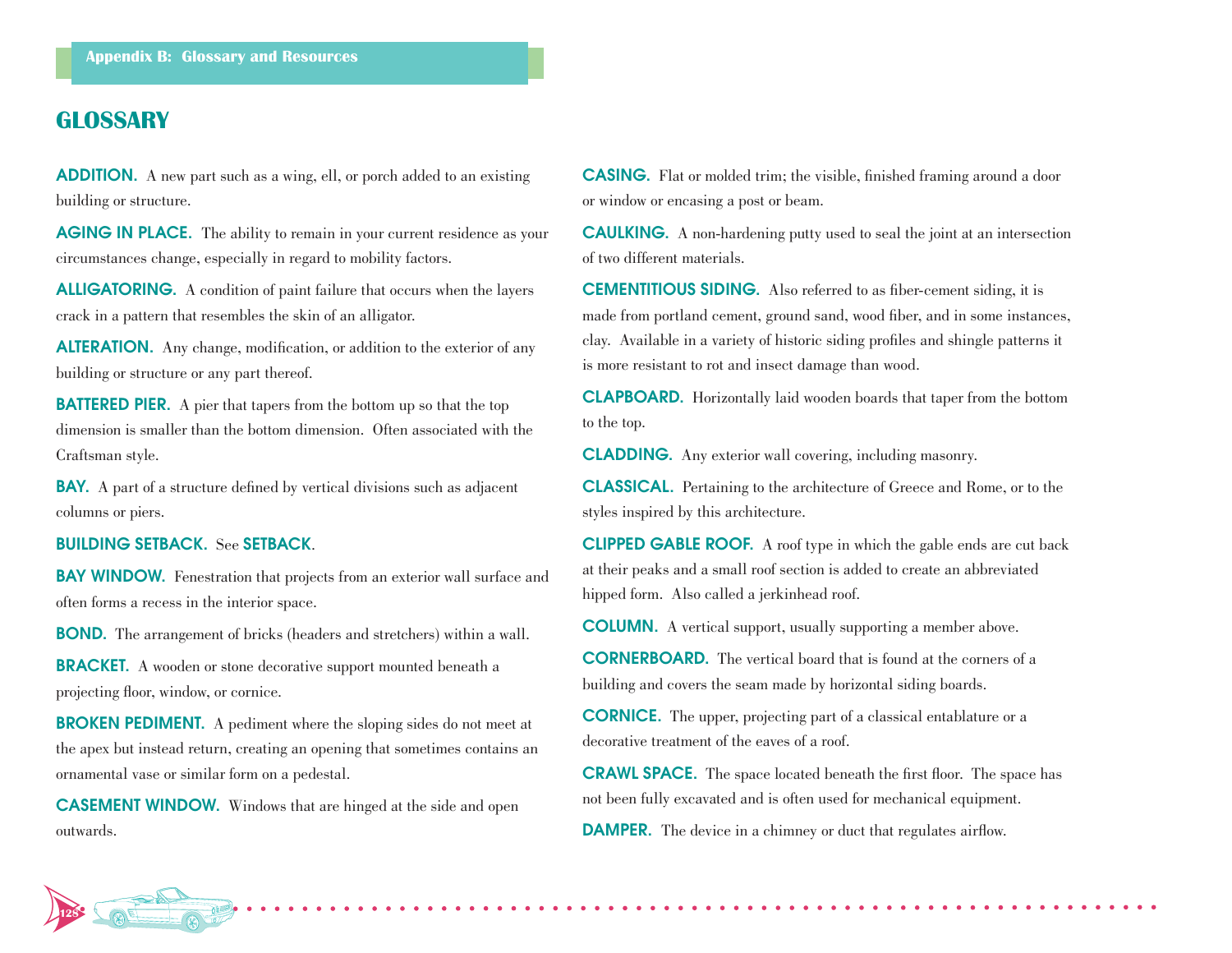## GLOSSARY

**ADDITION.** A new part such as a wing, ell, or porch added to an existing building or structure.

**AGING IN PLACE.** The ability to remain in your current residence as your circumstances change, especially in regard to mobility factors.

**ALLIGATORING.** A condition of paint failure that occurs when the layers crack in a pattern that resembles the skin of an alligator.

**ALTERATION.** Any change, modification, or addition to the exterior of any building or structure or any part thereof.

**BATTERED PIER.** A pier that tapers from the bottom up so that the top dimension is smaller than the bottom dimension. Often associated with the Craftsman style.

**BAY.** A part of a structure defined by vertical divisions such as adjacent columns or piers.

**BUILDING SETBACK.** See **SETBACK**.

**BAY WINDOW.** Fenestration that projects from an exterior wall surface and often forms a recess in the interior space.

**BOND.** The arrangement of bricks (headers and stretchers) within a wall.

**BRACKET.** A wooden or stone decorative support mounted beneath a projecting floor, window, or cornice.

**BROKEN PEDIMENT.** A pediment where the sloping sides do not meet at the apex but instead return, creating an opening that sometimes contains an ornamental vase or similar form on a pedestal.

**CASEMENT WINDOW.** Windows that are hinged at the side and open outwards.

**CASING.** Flat or molded trim; the visible, finished framing around a door or window or encasing a post or beam.

**CAULKING.** A non-hardening putty used to seal the joint at an intersection of two different materials.

**CEMENTITIOUS SIDING.** Also referred to as fiber-cement siding, it is made from portland cement, ground sand, wood fiber, and in some instances, clay. Available in a variety of historic siding profiles and shingle patterns it is more resistant to rot and insect damage than wood.

**CLAPBOARD.** Horizontally laid wooden boards that taper from the bottom to the top.

**CLADDING.** Any exterior wall covering, including masonry.

**CLASSICAL.** Pertaining to the architecture of Greece and Rome, or to the styles inspired by this architecture.

**CLIPPED GABLE ROOF.** A roof type in which the gable ends are cut back at their peaks and a small roof section is added to create an abbreviated hipped form. Also called a jerkinhead roof.

**COLUMN.** A vertical support, usually supporting a member above.

**CORNERBOARD.** The vertical board that is found at the corners of a building and covers the seam made by horizontal siding boards.

**CORNICE.** The upper, projecting part of a classical entablature or a decorative treatment of the eaves of a roof.

**CRAWL SPACE.** The space located beneath the first floor. The space has not been fully excavated and is often used for mechanical equipment.

**DAMPER.** The device in a chimney or duct that regulates airflow.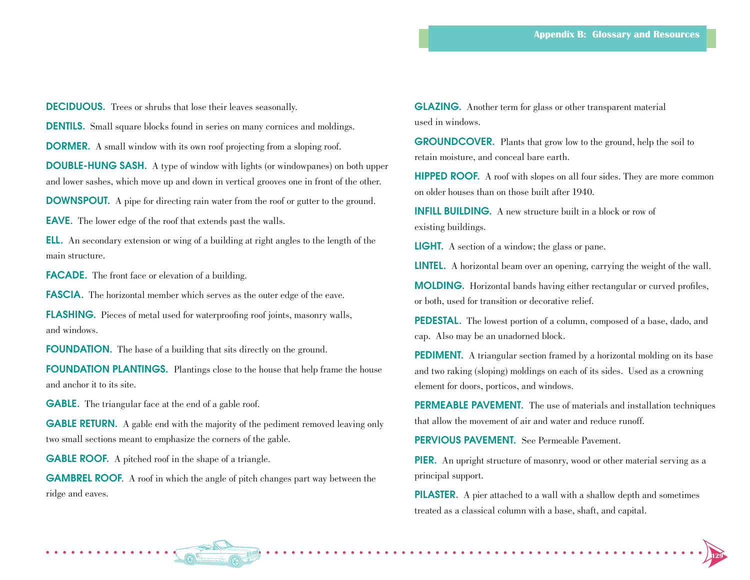**DECIDUOUS.** Trees or shrubs that lose their leaves seasonally.

**DENTILS.** Small square blocks found in series on many cornices and moldings.

**DORMER.** A small window with its own roof projecting from a sloping roof.

**DOUBLE-HUNG SASH.** A type of window with lights (or windowpanes) on both upper and lower sashes, which move up and down in vertical grooves one in front of the other.

**DOWNSPOUT.** A pipe for directing rain water from the roof or gutter to the ground.

**EAVE.** The lower edge of the roof that extends past the walls.

**ELL.** An secondary extension or wing of a building at right angles to the length of the main structure.

**FACADE.** The front face or elevation of a building.

**FASCIA.** The horizontal member which serves as the outer edge of the eave.

**FLASHING.** Pieces of metal used for waterproofing roof joints, masonry walls, and windows.

**FOUNDATION.** The base of a building that sits directly on the ground.

**FOUNDATION PLANTINGS.** Plantings close to the house that help frame the house and anchor it to its site.

**GABLE.** The triangular face at the end of a gable roof.

**GABLE RETURN.** A gable end with the majority of the pediment removed leaving only two small sections meant to emphasize the corners of the gable.

**GABLE ROOF.** A pitched roof in the shape of a triangle.

**GAMBREL ROOF**. A roof in which the angle of pitch changes part way between the ridge and eaves.

**GLAZING.** Another term for glass or other transparent material used in windows.

**GROUNDCOVER.** Plants that grow low to the ground, help the soil to retain moisture, and conceal bare earth.

**HIPPED ROOF.** A roof with slopes on all four sides. They are more common on older houses than on those built after 1940.

**INFILL BUILDING.** A new structure built in a block or row of existing buildings.

**LIGHT.** A section of a window; the glass or pane.

**LINTEL.** A horizontal beam over an opening, carrying the weight of the wall.

**MOLDING.** Horizontal bands having either rectangular or curved profiles, or both, used for transition or decorative relief.

**PEDESTAL.** The lowest portion of a column, composed of a base, dado, and cap. Also may be an unadorned block.

**PEDIMENT.** A triangular section framed by a horizontal molding on its base and two raking (sloping) moldings on each of its sides. Used as a crowning element for doors, porticos, and windows.

**PERMEABLE PAVEMENT.** The use of materials and installation techniques that allow the movement of air and water and reduce runoff.

**PERVIOUS PAVEMENT.** See Permeable Pavement.

**PIER.** An upright structure of masonry, wood or other material serving as a principal support.

**PILASTER.** A pier attached to a wall with a shallow depth and sometimes treated as a classical column with a base, shaft, and capital.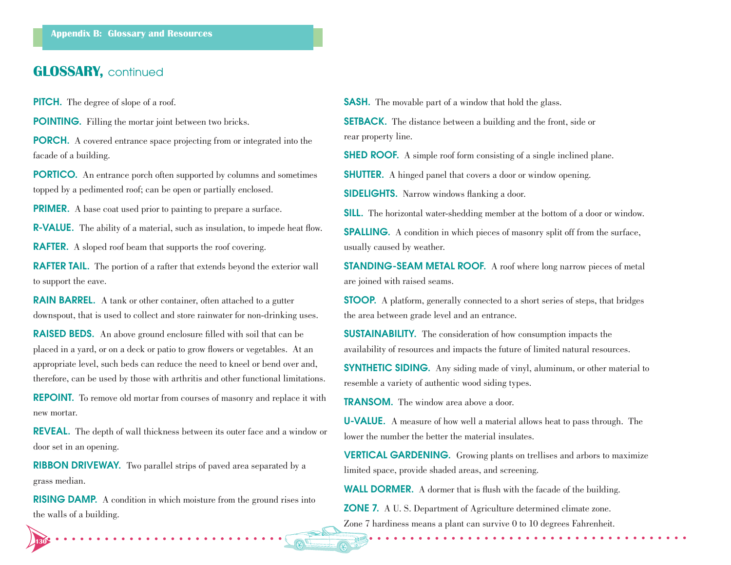## GLOSSARY, continued

**PITCH.** The degree of slope of a roof.

**POINTING.** Filling the mortar joint between two bricks.

**PORCH.** A covered entrance space projecting from or integrated into the facade of a building.

**PORTICO.** An entrance porch often supported by columns and sometimes topped by a pedimented roof; can be open or partially enclosed.

**PRIMER.** A base coat used prior to painting to prepare a surface.

**R-VALUE.** The ability of a material, such as insulation, to impede heat flow.

**RAFTER.** A sloped roof beam that supports the roof covering.

**RAFTER TAIL.** The portion of a rafter that extends beyond the exterior wall to support the eave.

**RAIN BARREL.** A tank or other container, often attached to a gutter downspout, that is used to collect and store rainwater for non-drinking uses.

**RAISED BEDS.** An above ground enclosure filled with soil that can be placed in a yard, or on a deck or patio to grow flowers or vegetables. At an appropriate level, such beds can reduce the need to kneel or bend over and, therefore, can be used by those with arthritis and other functional limitations.

**REPOINT.** To remove old mortar from courses of masonry and replace it with new mortar.

**REVEAL.** The depth of wall thickness between its outer face and a window or door set in an opening.

**RIBBON DRIVEWAY.** Two parallel strips of paved area separated by a grass median.

**RISING DAMP.** A condition in which moisture from the ground rises into the walls of a building.

**SASH.** The movable part of a window that hold the glass.

**SETBACK.** The distance between a building and the front, side or rear property line.

**SHED ROOF.** A simple roof form consisting of a single inclined plane.

**SHUTTER.** A hinged panel that covers a door or window opening.

**SIDELIGHTS.** Narrow windows flanking a door.

**SILL.** The horizontal water-shedding member at the bottom of a door or window.

**SPALLING.** A condition in which pieces of masonry split off from the surface, usually caused by weather.

**STANDING-SEAM METAL ROOF.** A roof where long narrow pieces of metal are joined with raised seams.

**STOOP.** A platform, generally connected to a short series of steps, that bridges the area between grade level and an entrance.

**SUSTAINABILITY.** The consideration of how consumption impacts the availability of resources and impacts the future of limited natural resources.

**SYNTHETIC SIDING.** Any siding made of vinyl, aluminum, or other material to resemble a variety of authentic wood siding types.

**TRANSOM.** The window area above a door.

**U-VALUE.** A measure of how well a material allows heat to pass through. The lower the number the better the material insulates.

**VERTICAL GARDENING.** Growing plants on trellises and arbors to maximize limited space, provide shaded areas, and screening.

**WALL DORMER.** A dormer that is flush with the facade of the building.

**ZONE 7.** A U. S. Department of Agriculture determined climate zone. Zone 7 hardiness means a plant can survive 0 to 10 degrees Fahrenheit.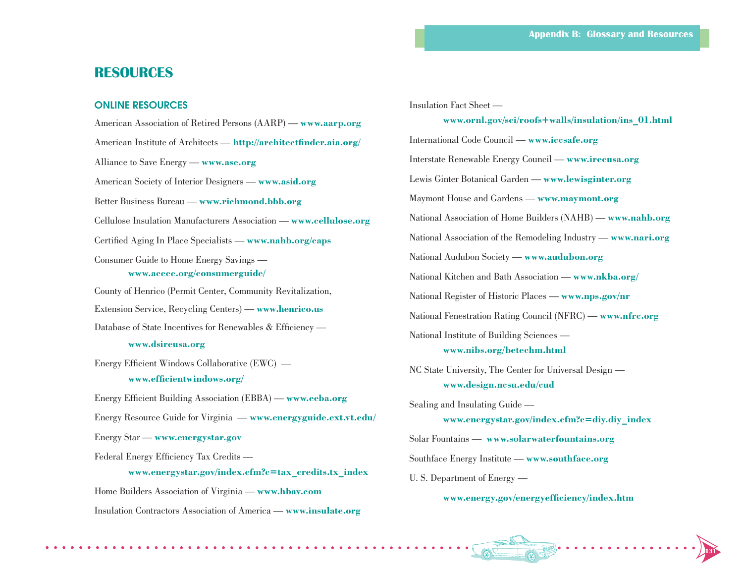# RESOURCES

## ONLINE RESOURCES

American Association of Retired Persons (AARP) — **www.aarp.org**

American Institute of Architects — **http://architectfinder.aia.org/**

Alliance to Save Energy — **www.ase.org**

American Society of Interior Designers — **www.asid.org**

Better Business Bureau — **www.richmond.bbb.org**

Cellulose Insulation Manufacturers Association — **www.cellulose.org**

Certified Aging In Place Specialists — **www.nahb.org/caps**

Consumer Guide to Home Energy Savings —
**www.aceee.org/consumerguide/**

County of Henrico (Permit Center, Community Revitalization, Extension Service, Recycling Centers) — **www.henrico.us**

Database of State Incentives for Renewables & Efficiency —
**www.dsireusa.org**

Energy Efficient Windows Collaborative (EWC) —
**www.efficientwindows.org/**

Energy Efficient Building Association (EBBA) — **www.eeba.org**

Energy Resource Guide for Virginia — **www.energyguide.ext.vt.edu/**

Energy Star — **www.energystar.gov**

Federal Energy Efficiency Tax Credits —
**www.energystar.gov/index.cfm?c=tax_credits.tx_index**

Home Builders Association of Virginia — **www.hbav.com**

Insulation Contractors Association of America — **www.insulate.org**

Insulation Fact Sheet —
**www.ornl.gov/sci/roofs+walls/insulation/ins_01.html**

International Code Council — **www.iccsafe.org**

Interstate Renewable Energy Council — **www.irecusa.org**

Lewis Ginter Botanical Garden — **www.lewisginter.org**

Maymont House and Gardens — **www.maymont.org**

National Association of Home Builders (NAHB) — **www.nahb.org**

National Association of the Remodeling Industry — **www.nari.org**

National Audubon Society — **www.audubon.org**

National Kitchen and Bath Association — **www.nkba.org/**

National Register of Historic Places — **www.nps.gov/nr**

National Fenestration Rating Council (NFRC) — **www.nfrc.org**

National Institute of Building Sciences —
**www.nibs.org/betechm.html**

NC State University, The Center for Universal Design —
**www.design.ncsu.edu/cud**

Sealing and Insulating Guide —
**www.energystar.gov/index.cfm?c=diy.diy_index**

Solar Fountains — **www.solarwaterfountains.org**

Southface Energy Institute — **www.southface.org**

U. S. Department of Energy —
**www.energy.gov/energyefficiency/index.htm**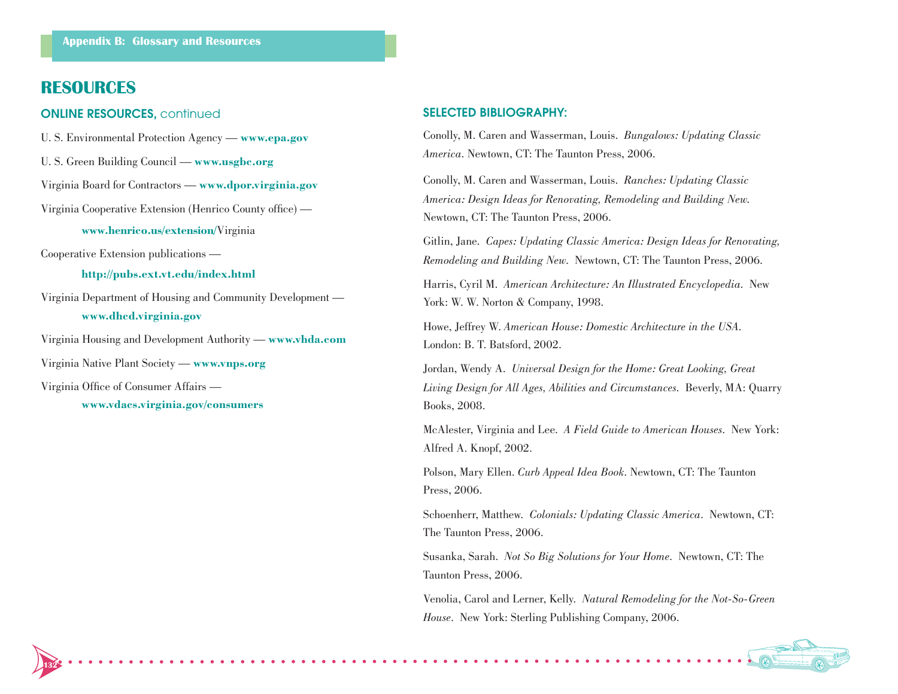# RESOURCES

## ONLINE RESOURCES, continued

U. S. Environmental Protection Agency — **www.epa.gov**

U. S. Green Building Council — **www.usgbc.org**

Virginia Board for Contractors — **www.dpor.virginia.gov**

Virginia Cooperative Extension (Henrico County office) —

**www.henrico.us/extension/**Virginia

Cooperative Extension publications —

**http://pubs.ext.vt.edu/index.html**

Virginia Department of Housing and Community Development —

**www.dhcd.virginia.gov**

Virginia Housing and Development Authority — **www.vhda.com**

Virginia Native Plant Society — **www.vnps.org**

Virginia Office of Consumer Affairs —

**www.vdacs.virginia.gov/consumers**

## SELECTED BIBLIOGRAPHY:

Conolly, M. Caren and Wasserman, Louis. *Bungalows: Updating Classic America*. Newtown, CT: The Taunton Press, 2006.

Conolly, M. Caren and Wasserman, Louis. *Ranches: Updating Classic America: Design Ideas for Renovating, Remodeling and Building New.* Newtown, CT: The Taunton Press, 2006.

Gitlin, Jane. *Capes: Updating Classic America: Design Ideas for Renovating, Remodeling and Building New.* Newtown, CT: The Taunton Press, 2006.

Harris, Cyril M. *American Architecture: An Illustrated Encyclopedia.* New York: W. W. Norton & Company, 1998.

Howe, Jeffrey W. *American House: Domestic Architecture in the USA.* London: B. T. Batsford, 2002.

Jordan, Wendy A. *Universal Design for the Home: Great Looking, Great Living Design for All Ages, Abilities and Circumstances.* Beverly, MA: Quarry Books, 2008.

McAlester, Virginia and Lee. *A Field Guide to American Houses.* New York: Alfred A. Knopf, 2002.

Polson, Mary Ellen. *Curb Appeal Idea Book.* Newtown, CT: The Taunton Press, 2006.

Schoenherr, Matthew. *Colonials: Updating Classic America.* Newtown, CT: The Taunton Press, 2006.

Susanka, Sarah. *Not So Big Solutions for Your Home.* Newtown, CT: The Taunton Press, 2006.

Venolia, Carol and Lerner, Kelly. *Natural Remodeling for the Not-So-Green House.* New York: Sterling Publishing Company, 2006.